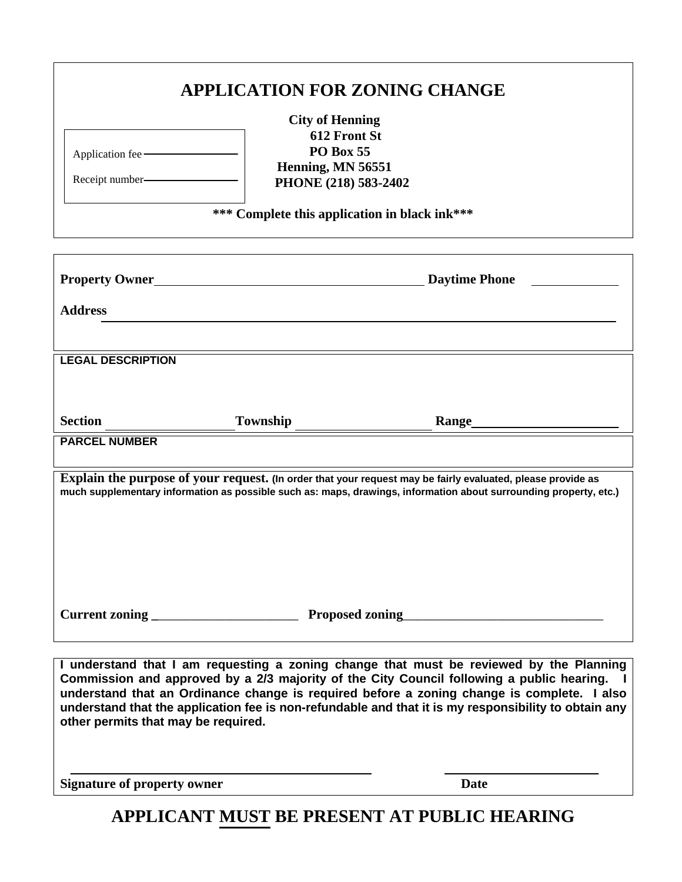# APPLICATION FOR ZONING CHANGE

Application fee ______________

Receipt number______________

**City of Henning**
**612 Front St**
**PO Box 55**
**Henning, MN 56551**
**PHONE (218) 583-2402**

**\*\*\* Complete this application in black ink\*\*\***

**Property Owner**________________________________________ **Daytime Phone** ____________

**Address** ________________________________________________________________________

**LEGAL DESCRIPTION**

**Section** __________________ **Township** ____________________ **Range**____________________

**PARCEL NUMBER**

**Explain the purpose of your request.** **(In order that your request may be fairly evaluated, please provide as much supplementary information as possible such as: maps, drawings, information about surrounding property, etc.)**

**Current zoning** ______________________ **Proposed zoning**______________________________

**I understand that I am requesting a zoning change that must be reviewed by the Planning Commission and approved by a 2/3 majority of the City Council following a public hearing. I understand that an Ordinance change is required before a zoning change is complete. I also understand that the application fee is non-refundable and that it is my responsibility to obtain any other permits that may be required.**

_____________________________________________ ______________________

**Signature of property owner** **Date**

## APPLICANT MUST BE PRESENT AT PUBLIC HEARING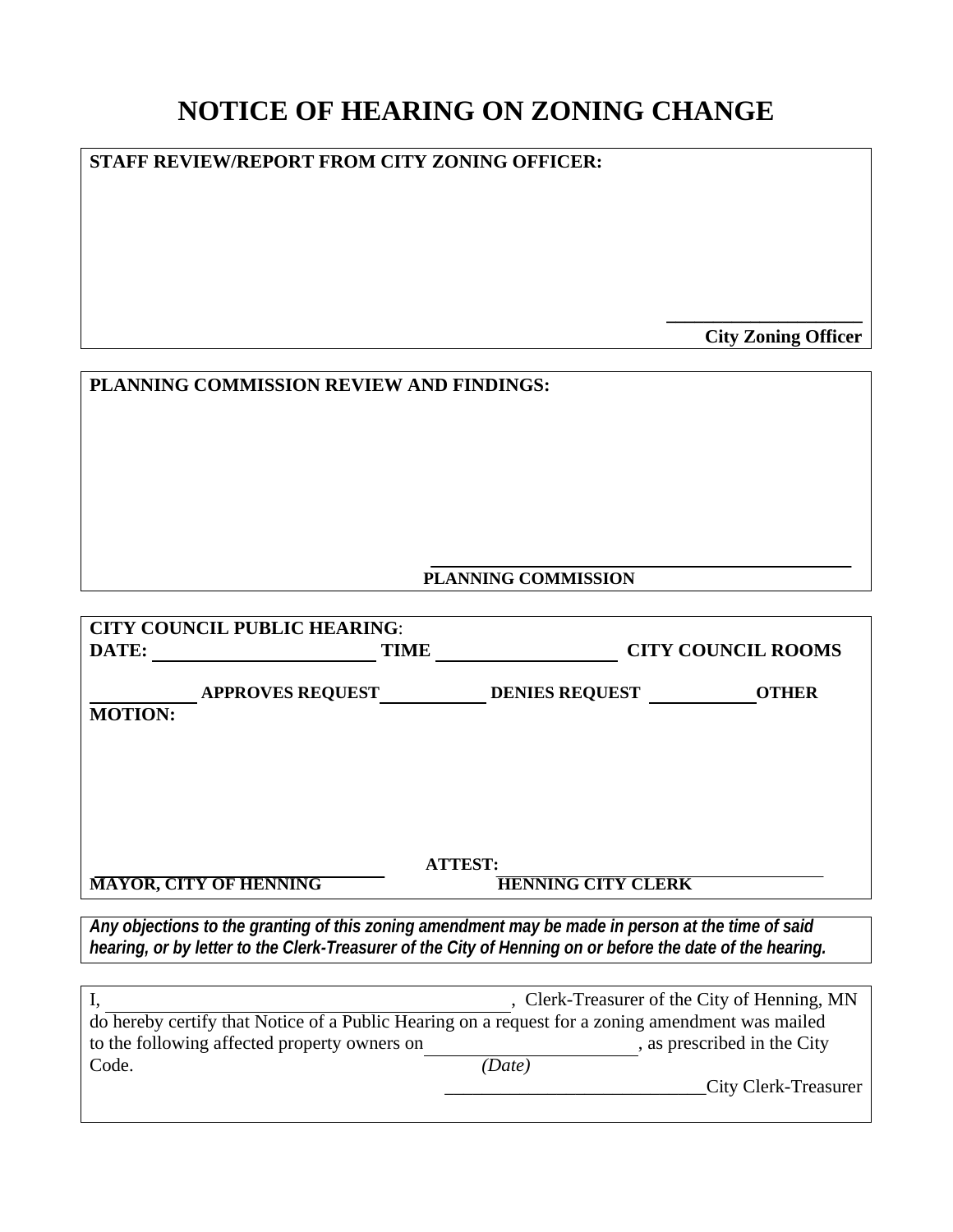# NOTICE OF HEARING ON ZONING CHANGE

**STAFF REVIEW/REPORT FROM CITY ZONING OFFICER:**

\_\_\_\_\_\_\_\_\_\_\_\_\_\_\_\_\_\_\_\_

**City Zoning Officer**

---

**PLANNING COMMISSION REVIEW AND FINDINGS:**

\_\_\_\_\_\_\_\_\_\_\_\_\_\_\_\_\_\_\_\_\_\_\_\_\_\_\_\_\_\_\_\_\_\_\_\_\_\_\_\_

**PLANNING COMMISSION**

---

**CITY COUNCIL PUBLIC HEARING**:

**DATE:** \_\_\_\_\_\_\_\_\_\_\_\_\_\_\_\_\_\_\_\_ **TIME** \_\_\_\_\_\_\_\_\_\_\_\_\_\_\_\_\_\_ **CITY COUNCIL ROOMS**

\_\_\_\_\_\_\_\_\_\_ **APPROVES REQUEST** \_\_\_\_\_\_\_\_\_\_ **DENIES REQUEST** \_\_\_\_\_\_\_\_\_\_ **OTHER**

**MOTION:**

\_\_\_\_\_\_\_\_\_\_\_\_\_\_\_\_\_\_\_\_\_\_\_\_\_\_\_\_ **ATTEST:** \_\_\_\_\_\_\_\_\_\_\_\_\_\_\_\_\_\_\_\_\_\_\_\_\_\_\_\_\_\_

**MAYOR, CITY OF HENNING** **HENNING CITY CLERK**

---

***Any objections to the granting of this zoning amendment may be made in person at the time of said hearing, or by letter to the Clerk-Treasurer of the City of Henning on or before the date of the hearing.***

---

I, \_\_\_\_\_\_\_\_\_\_\_\_\_\_\_\_\_\_\_\_\_\_\_\_\_\_\_\_\_\_\_\_\_\_\_\_\_\_, Clerk-Treasurer of the City of Henning, MN do hereby certify that Notice of a Public Hearing on a request for a zoning amendment was mailed to the following affected property owners on \_\_\_\_\_\_\_\_\_\_\_\_\_\_\_\_\_\_\_\_, as prescribed in the City Code.
*(Date)*

\_\_\_\_\_\_\_\_\_\_\_\_\_\_\_\_\_\_\_\_\_\_\_\_\_\_\_City Clerk-Treasurer